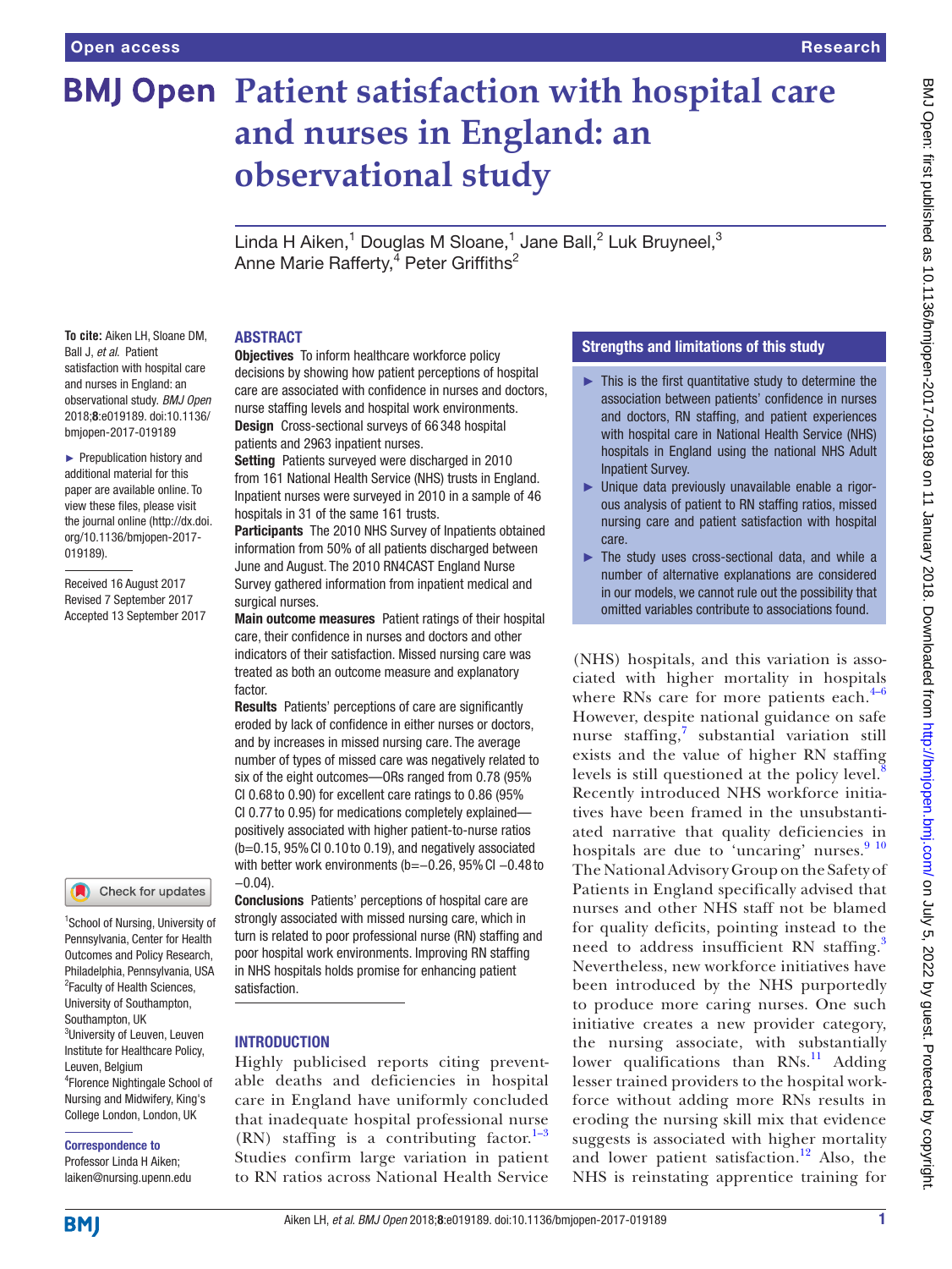# Patient satisfaction with hospital care and nurses in England: an observational study

Linda H Aiken,[1] Douglas M Sloane,[1] Jane Ball,[2] Luk Bruyneel,[3] Anne Marie Rafferty,[4] Peter Griffiths[2]

**To cite:** Aiken LH, Sloane DM, Ball J, *et al*. Patient satisfaction with hospital care and nurses in England: an observational study. *BMJ Open* 2018;**8**:e019189. doi:10.1136/bmjopen-2017-019189

► Prepublication history and additional material for this paper are available online. To view these files, please visit the journal online (http://dx.doi.org/10.1136/bmjopen-2017-019189).

Received 16 August 2017
Revised 7 September 2017
Accepted 13 September 2017

[1]School of Nursing, University of Pennsylvania, Center for Health Outcomes and Policy Research, Philadelphia, Pennsylvania, USA
[2]Faculty of Health Sciences, University of Southampton, Southampton, UK
[3]University of Leuven, Leuven Institute for Healthcare Policy, Leuven, Belgium
[4]Florence Nightingale School of Nursing and Midwifery, King's College London, London, UK

**Correspondence to**
Professor Linda H Aiken;
laiken@nursing.upenn.edu

## ABSTRACT

**Objectives** To inform healthcare workforce policy decisions by showing how patient perceptions of hospital care are associated with confidence in nurses and doctors, nurse staffing levels and hospital work environments.

**Design** Cross-sectional surveys of 66 348 hospital patients and 2963 inpatient nurses.

**Setting** Patients surveyed were discharged in 2010 from 161 National Health Service (NHS) trusts in England. Inpatient nurses were surveyed in 2010 in a sample of 46 hospitals in 31 of the same 161 trusts.

**Participants** The 2010 NHS Survey of Inpatients obtained information from 50% of all patients discharged between June and August. The 2010 RN4CAST England Nurse Survey gathered information from inpatient medical and surgical nurses.

**Main outcome measures** Patient ratings of their hospital care, their confidence in nurses and doctors and other indicators of their satisfaction. Missed nursing care was treated as both an outcome measure and explanatory factor.

**Results** Patients' perceptions of care are significantly eroded by lack of confidence in either nurses or doctors, and by increases in missed nursing care. The average number of types of missed care was negatively related to six of the eight outcomes—ORs ranged from 0.78 (95% CI 0.68 to 0.90) for excellent care ratings to 0.86 (95% CI 0.77 to 0.95) for medications completely explained—positively associated with higher patient-to-nurse ratios (b=0.15, 95% CI 0.10 to 0.19), and negatively associated with better work environments (b=−0.26, 95% CI −0.48 to −0.04).

**Conclusions** Patients' perceptions of hospital care are strongly associated with missed nursing care, which in turn is related to poor professional nurse (RN) staffing and poor hospital work environments. Improving RN staffing in NHS hospitals holds promise for enhancing patient satisfaction.

## Strengths and limitations of this study

- ► This is the first quantitative study to determine the association between patients' confidence in nurses and doctors, RN staffing, and patient experiences with hospital care in National Health Service (NHS) hospitals in England using the national NHS Adult Inpatient Survey.
- ► Unique data previously unavailable enable a rigorous analysis of patient to RN staffing ratios, missed nursing care and patient satisfaction with hospital care.
- ► The study uses cross-sectional data, and while a number of alternative explanations are considered in our models, we cannot rule out the possibility that omitted variables contribute to associations found.

## INTRODUCTION

Highly publicised reports citing preventable deaths and deficiencies in hospital care in England have uniformly concluded that inadequate hospital professional nurse (RN) staffing is a contributing factor.[1–3] Studies confirm large variation in patient to RN ratios across National Health Service (NHS) hospitals, and this variation is associated with higher mortality in hospitals where RNs care for more patients each.[4–6] However, despite national guidance on safe nurse staffing,[7] substantial variation still exists and the value of higher RN staffing levels is still questioned at the policy level.[8] Recently introduced NHS workforce initiatives have been framed in the unsubstantiated narrative that quality deficiencies in hospitals are due to 'uncaring' nurses.[9 10] The National Advisory Group on the Safety of Patients in England specifically advised that nurses and other NHS staff not be blamed for quality deficits, pointing instead to the need to address insufficient RN staffing.[3] Nevertheless, new workforce initiatives have been introduced by the NHS purportedly to produce more caring nurses. One such initiative creates a new provider category, the nursing associate, with substantially lower qualifications than RNs.[11] Adding lesser trained providers to the hospital workforce without adding more RNs results in eroding the nursing skill mix that evidence suggests is associated with higher mortality and lower patient satisfaction.[12] Also, the NHS is reinstating apprentice training for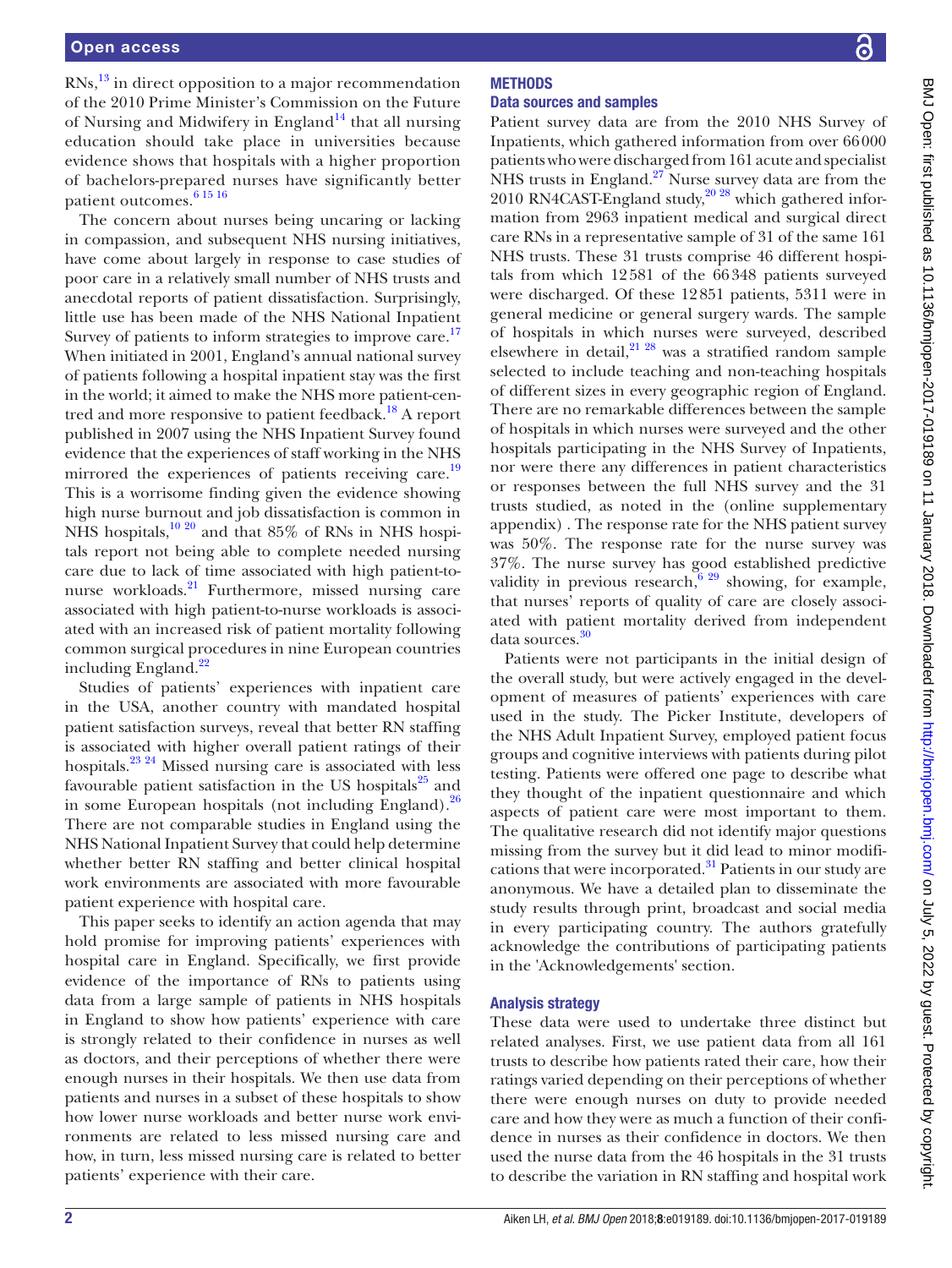RNs,[13] in direct opposition to a major recommendation of the 2010 Prime Minister's Commission on the Future of Nursing and Midwifery in England[14] that all nursing education should take place in universities because evidence shows that hospitals with a higher proportion of bachelors-prepared nurses have significantly better patient outcomes.[6 15 16]

The concern about nurses being uncaring or lacking in compassion, and subsequent NHS nursing initiatives, have come about largely in response to case studies of poor care in a relatively small number of NHS trusts and anecdotal reports of patient dissatisfaction. Surprisingly, little use has been made of the NHS National Inpatient Survey of patients to inform strategies to improve care.[17] When initiated in 2001, England's annual national survey of patients following a hospital inpatient stay was the first in the world; it aimed to make the NHS more patient-centred and more responsive to patient feedback.[18] A report published in 2007 using the NHS Inpatient Survey found evidence that the experiences of staff working in the NHS mirrored the experiences of patients receiving care.[19] This is a worrisome finding given the evidence showing high nurse burnout and job dissatisfaction is common in NHS hospitals,[10 20] and that 85% of RNs in NHS hospitals report not being able to complete needed nursing care due to lack of time associated with high patient-to-nurse workloads.[21] Furthermore, missed nursing care associated with high patient-to-nurse workloads is associated with an increased risk of patient mortality following common surgical procedures in nine European countries including England.[22]

Studies of patients' experiences with inpatient care in the USA, another country with mandated hospital patient satisfaction surveys, reveal that better RN staffing is associated with higher overall patient ratings of their hospitals.[23 24] Missed nursing care is associated with less favourable patient satisfaction in the US hospitals[25] and in some European hospitals (not including England).[26] There are not comparable studies in England using the NHS National Inpatient Survey that could help determine whether better RN staffing and better clinical hospital work environments are associated with more favourable patient experience with hospital care.

This paper seeks to identify an action agenda that may hold promise for improving patients' experiences with hospital care in England. Specifically, we first provide evidence of the importance of RNs to patients using data from a large sample of patients in NHS hospitals in England to show how patients' experience with care is strongly related to their confidence in nurses as well as doctors, and their perceptions of whether there were enough nurses in their hospitals. We then use data from patients and nurses in a subset of these hospitals to show how lower nurse workloads and better nurse work environments are related to less missed nursing care and how, in turn, less missed nursing care is related to better patients' experience with their care.

## METHODS

### Data sources and samples

Patient survey data are from the 2010 NHS Survey of Inpatients, which gathered information from over 66000 patients who were discharged from 161 acute and specialist NHS trusts in England.[27] Nurse survey data are from the 2010 RN4CAST-England study,[20 28] which gathered information from 2963 inpatient medical and surgical direct care RNs in a representative sample of 31 of the same 161 NHS trusts. These 31 trusts comprise 46 different hospitals from which 12581 of the 66348 patients surveyed were discharged. Of these 12851 patients, 5311 were in general medicine or general surgery wards. The sample of hospitals in which nurses were surveyed, described elsewhere in detail,[21 28] was a stratified random sample selected to include teaching and non-teaching hospitals of different sizes in every geographic region of England. There are no remarkable differences between the sample of hospitals in which nurses were surveyed and the other hospitals participating in the NHS Survey of Inpatients, nor were there any differences in patient characteristics or responses between the full NHS survey and the 31 trusts studied, as noted in the (online supplementary appendix) . The response rate for the NHS patient survey was 50%. The response rate for the nurse survey was 37%. The nurse survey has good established predictive validity in previous research,[6 29] showing, for example, that nurses' reports of quality of care are closely associated with patient mortality derived from independent data sources.[30]

Patients were not participants in the initial design of the overall study, but were actively engaged in the development of measures of patients' experiences with care used in the study. The Picker Institute, developers of the NHS Adult Inpatient Survey, employed patient focus groups and cognitive interviews with patients during pilot testing. Patients were offered one page to describe what they thought of the inpatient questionnaire and which aspects of patient care were most important to them. The qualitative research did not identify major questions missing from the survey but it did lead to minor modifications that were incorporated.[31] Patients in our study are anonymous. We have a detailed plan to disseminate the study results through print, broadcast and social media in every participating country. The authors gratefully acknowledge the contributions of participating patients in the 'Acknowledgements' section.

### Analysis strategy

These data were used to undertake three distinct but related analyses. First, we use patient data from all 161 trusts to describe how patients rated their care, how their ratings varied depending on their perceptions of whether there were enough nurses on duty to provide needed care and how they were as much a function of their confidence in nurses as their confidence in doctors. We then used the nurse data from the 46 hospitals in the 31 trusts to describe the variation in RN staffing and hospital work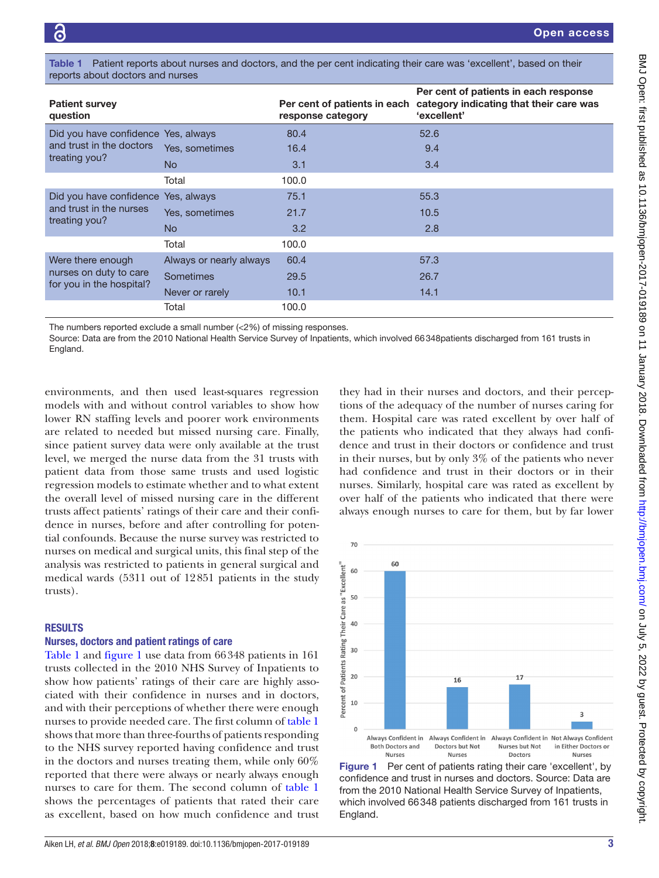Table 1 Patient reports about nurses and doctors, and the per cent indicating their care was 'excellent', based on their reports about doctors and nurses

| Patient survey question | | Per cent of patients in each response category | Per cent of patients in each response category indicating that their care was 'excellent' |
|---|---|---|---|
| Did you have confidence and trust in the doctors treating you? | Yes, always | 80.4 | 52.6 |
| | Yes, sometimes | 16.4 | 9.4 |
| | No | 3.1 | 3.4 |
| | Total | 100.0 | |
| Did you have confidence and trust in the nurses treating you? | Yes, always | 75.1 | 55.3 |
| | Yes, sometimes | 21.7 | 10.5 |
| | No | 3.2 | 2.8 |
| | Total | 100.0 | |
| Were there enough nurses on duty to care for you in the hospital? | Always or nearly always | 60.4 | 57.3 |
| | Sometimes | 29.5 | 26.7 |
| | Never or rarely | 10.1 | 14.1 |
| | Total | 100.0 | |

The numbers reported exclude a small number (<2%) of missing responses.
Source: Data are from the 2010 National Health Service Survey of Inpatients, which involved 66348 patients discharged from 161 trusts in England.

environments, and then used least-squares regression models with and without control variables to show how lower RN staffing levels and poorer work environments are related to needed but missed nursing care. Finally, since patient survey data were only available at the trust level, we merged the nurse data from the 31 trusts with patient data from those same trusts and used logistic regression models to estimate whether and to what extent the overall level of missed nursing care in the different trusts affect patients' ratings of their care and their confidence in nurses, before and after controlling for potential confounds. Because the nurse survey was restricted to nurses on medical and surgical units, this final step of the analysis was restricted to patients in general surgical and medical wards (5311 out of 12851 patients in the study trusts).

## RESULTS

### Nurses, doctors and patient ratings of care

Table 1 and figure 1 use data from 66348 patients in 161 trusts collected in the 2010 NHS Survey of Inpatients to show how patients' ratings of their care are highly associated with their confidence in nurses and in doctors, and with their perceptions of whether there were enough nurses to provide needed care. The first column of table 1 shows that more than three-fourths of patients responding to the NHS survey reported having confidence and trust in the doctors and nurses treating them, while only 60% reported that there were always or nearly always enough nurses to care for them. The second column of table 1 shows the percentages of patients that rated their care as excellent, based on how much confidence and trust they had in their nurses and doctors, and their perceptions of the adequacy of the number of nurses caring for them. Hospital care was rated excellent by over half of the patients who indicated that they always had confidence and trust in their doctors and confidence and trust in their nurses, but by only 3% of the patients who never had confidence and trust in their doctors or confidence in their nurses. Similarly, hospital care was rated as excellent by over half of the patients who indicated that there were always enough nurses to care for them, but by far lower

Figure 1 Per cent of patients rating their care 'excellent', by confidence and trust in nurses and doctors. Source: Data are from the 2010 National Health Service Survey of Inpatients, which involved 66348 patients discharged from 161 trusts in England.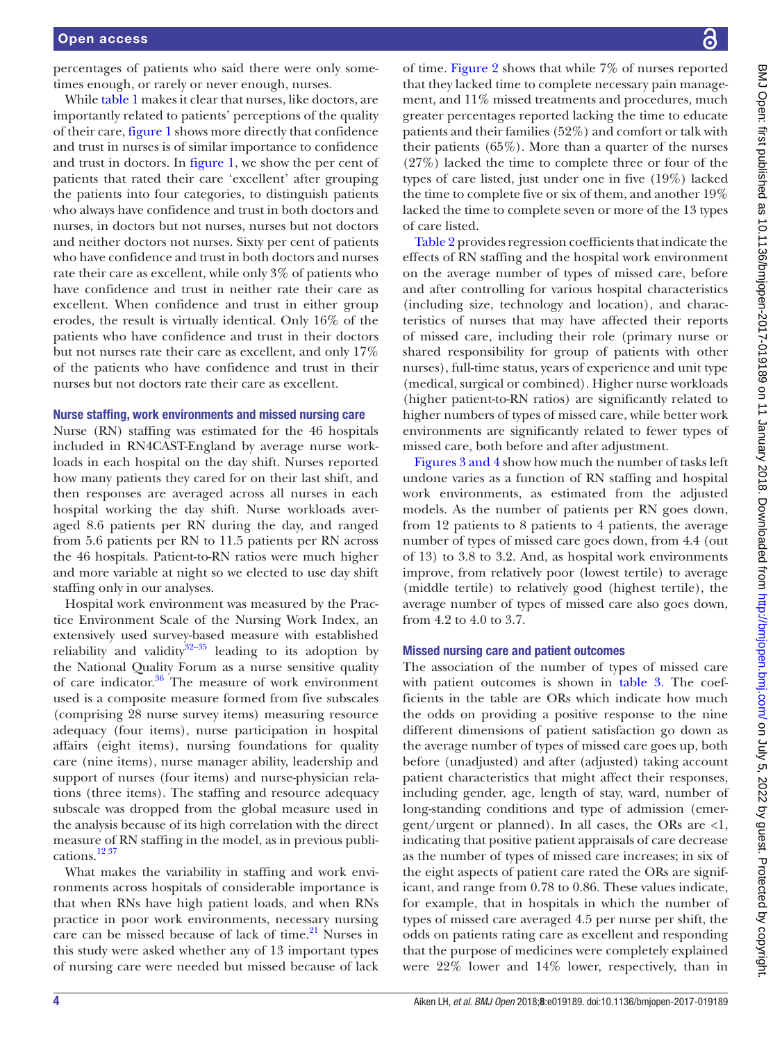percentages of patients who said there were only sometimes enough, or rarely or never enough, nurses.

While table 1 makes it clear that nurses, like doctors, are importantly related to patients' perceptions of the quality of their care, figure 1 shows more directly that confidence and trust in nurses is of similar importance to confidence and trust in doctors. In figure 1, we show the per cent of patients that rated their care 'excellent' after grouping the patients into four categories, to distinguish patients who always have confidence and trust in both doctors and nurses, in doctors but not nurses, nurses but not doctors and neither doctors not nurses. Sixty per cent of patients who have confidence and trust in both doctors and nurses rate their care as excellent, while only 3% of patients who have confidence and trust in neither rate their care as excellent. When confidence and trust in either group erodes, the result is virtually identical. Only 16% of the patients who have confidence and trust in their doctors but not nurses rate their care as excellent, and only 17% of the patients who have confidence and trust in their nurses but not doctors rate their care as excellent.

### Nurse staffing, work environments and missed nursing care

Nurse (RN) staffing was estimated for the 46 hospitals included in RN4CAST-England by average nurse workloads in each hospital on the day shift. Nurses reported how many patients they cared for on their last shift, and then responses are averaged across all nurses in each hospital working the day shift. Nurse workloads averaged 8.6 patients per RN during the day, and ranged from 5.6 patients per RN to 11.5 patients per RN across the 46 hospitals. Patient-to-RN ratios were much higher and more variable at night so we elected to use day shift staffing only in our analyses.

Hospital work environment was measured by the Practice Environment Scale of the Nursing Work Index, an extensively used survey-based measure with established reliability and validity[32–35] leading to its adoption by the National Quality Forum as a nurse sensitive quality of care indicator.[36] The measure of work environment used is a composite measure formed from five subscales (comprising 28 nurse survey items) measuring resource adequacy (four items), nurse participation in hospital affairs (eight items), nursing foundations for quality care (nine items), nurse manager ability, leadership and support of nurses (four items) and nurse-physician relations (three items). The staffing and resource adequacy subscale was dropped from the global measure used in the analysis because of its high correlation with the direct measure of RN staffing in the model, as in previous publications.[12 37]

What makes the variability in staffing and work environments across hospitals of considerable importance is that when RNs have high patient loads, and when RNs practice in poor work environments, necessary nursing care can be missed because of lack of time.[21] Nurses in this study were asked whether any of 13 important types of nursing care were needed but missed because of lack of time. Figure 2 shows that while 7% of nurses reported that they lacked time to complete necessary pain management, and 11% missed treatments and procedures, much greater percentages reported lacking the time to educate patients and their families (52%) and comfort or talk with their patients (65%). More than a quarter of the nurses (27%) lacked the time to complete three or four of the types of care listed, just under one in five (19%) lacked the time to complete five or six of them, and another 19% lacked the time to complete seven or more of the 13 types of care listed.

Table 2 provides regression coefficients that indicate the effects of RN staffing and the hospital work environment on the average number of types of missed care, before and after controlling for various hospital characteristics (including size, technology and location), and characteristics of nurses that may have affected their reports of missed care, including their role (primary nurse or shared responsibility for group of patients with other nurses), full-time status, years of experience and unit type (medical, surgical or combined). Higher nurse workloads (higher patient-to-RN ratios) are significantly related to higher numbers of types of missed care, while better work environments are significantly related to fewer types of missed care, both before and after adjustment.

Figures 3 and 4 show how much the number of tasks left undone varies as a function of RN staffing and hospital work environments, as estimated from the adjusted models. As the number of patients per RN goes down, from 12 patients to 8 patients to 4 patients, the average number of types of missed care goes down, from 4.4 (out of 13) to 3.8 to 3.2. And, as hospital work environments improve, from relatively poor (lowest tertile) to average (middle tertile) to relatively good (highest tertile), the average number of types of missed care also goes down, from 4.2 to 4.0 to 3.7.

### Missed nursing care and patient outcomes

The association of the number of types of missed care with patient outcomes is shown in table 3. The coefficients in the table are ORs which indicate how much the odds on providing a positive response to the nine different dimensions of patient satisfaction go down as the average number of types of missed care goes up, both before (unadjusted) and after (adjusted) taking account patient characteristics that might affect their responses, including gender, age, length of stay, ward, number of long-standing conditions and type of admission (emergent/urgent or planned). In all cases, the ORs are <1, indicating that positive patient appraisals of care decrease as the number of types of missed care increases; in six of the eight aspects of patient care rated the ORs are significant, and range from 0.78 to 0.86. These values indicate, for example, that in hospitals in which the number of types of missed care averaged 4.5 per nurse per shift, the odds on patients rating care as excellent and responding that the purpose of medicines were completely explained were 22% lower and 14% lower, respectively, than in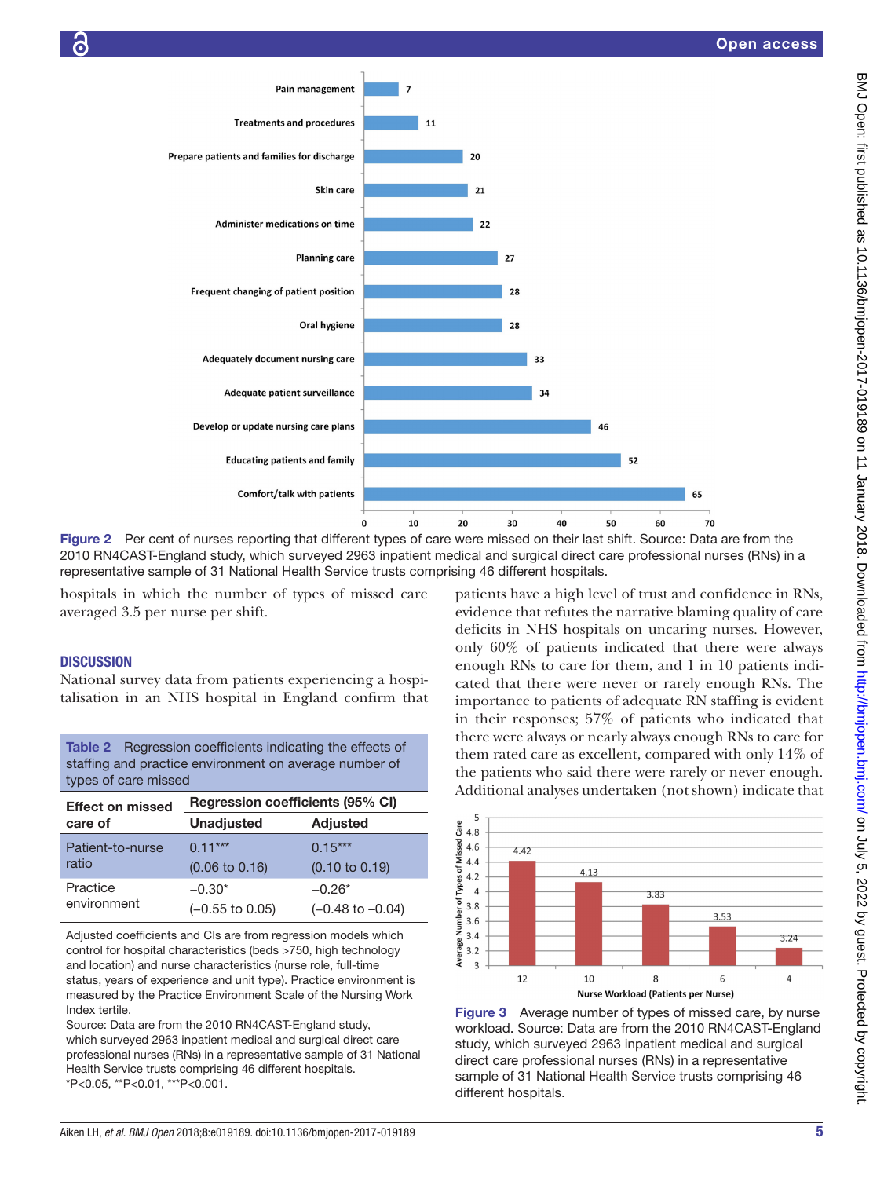Figure 2 Per cent of nurses reporting that different types of care were missed on their last shift. Source: Data are from the 2010 RN4CAST-England study, which surveyed 2963 inpatient medical and surgical direct care professional nurses (RNs) in a representative sample of 31 National Health Service trusts comprising 46 different hospitals.

hospitals in which the number of types of missed care averaged 3.5 per nurse per shift.

## DISCUSSION

National survey data from patients experiencing a hospitalisation in an NHS hospital in England confirm that patients have a high level of trust and confidence in RNs, evidence that refutes the narrative blaming quality of care deficits in NHS hospitals on uncaring nurses. However, only 60% of patients indicated that there were always enough RNs to care for them, and 1 in 10 patients indicated that there were never or rarely enough RNs. The importance to patients of adequate RN staffing is evident in their responses; 57% of patients who indicated that there were always or nearly always enough RNs to care for them rated care as excellent, compared with only 14% of the patients who said there were rarely or never enough. Additional analyses undertaken (not shown) indicate that

**Table 2** Regression coefficients indicating the effects of staffing and practice environment on average number of types of care missed

| Effect on missed care of | Regression coefficients (95% CI) | |
|---|---|---|
| | Unadjusted | Adjusted |
| Patient-to-nurse ratio | 0.11*** (0.06 to 0.16) | 0.15*** (0.10 to 0.19) |
| Practice environment | −0.30* (−0.55 to 0.05) | −0.26* (−0.48 to −0.04) |

Adjusted coefficients and CIs are from regression models which control for hospital characteristics (beds >750, high technology and location) and nurse characteristics (nurse role, full-time status, years of experience and unit type). Practice environment is measured by the Practice Environment Scale of the Nursing Work Index tertile.
Source: Data are from the 2010 RN4CAST-England study, which surveyed 2963 inpatient medical and surgical direct care professional nurses (RNs) in a representative sample of 31 National Health Service trusts comprising 46 different hospitals.
*P<0.05, **P<0.01, ***P<0.001.

Figure 3 Average number of types of missed care, by nurse workload. Source: Data are from the 2010 RN4CAST-England study, which surveyed 2963 inpatient medical and surgical direct care professional nurses (RNs) in a representative sample of 31 National Health Service trusts comprising 46 different hospitals.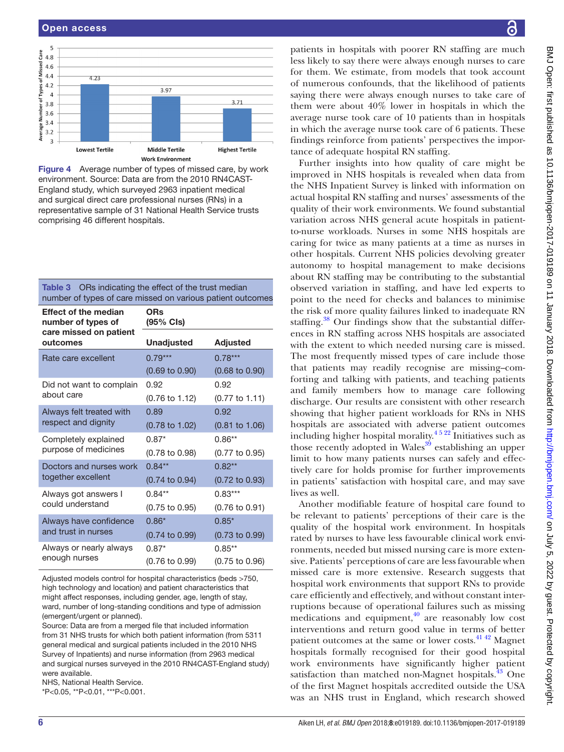Average Number of Types of Missed Care

5
4.8
4.6
4.4
4.2
4
3.8
3.6
3.4
3.2
3

4.23
3.97
3.71

Lowest Tertile
Middle Tertile
Highest Tertile

Work Environment

**Figure 4** Average number of types of missed care, by work environment. Source: Data are from the 2010 RN4CAST-England study, which surveyed 2963 inpatient medical and surgical direct care professional nurses (RNs) in a representative sample of 31 National Health Service trusts comprising 46 different hospitals.

**Table 3** ORs indicating the effect of the trust median number of types of care missed on various patient outcomes

| Effect of the median number of types of care missed on patient outcomes | ORs (95% CIs) Unadjusted | Adjusted |
|---|---|---|
| Rate care excellent | 0.79*** (0.69 to 0.90) | 0.78*** (0.68 to 0.90) |
| Did not want to complain about care | 0.92 (0.76 to 1.12) | 0.92 (0.77 to 1.11) |
| Always felt treated with respect and dignity | 0.89 (0.78 to 1.02) | 0.92 (0.81 to 1.06) |
| Completely explained purpose of medicines | 0.87* (0.78 to 0.98) | 0.86** (0.77 to 0.95) |
| Doctors and nurses work together excellent | 0.84** (0.74 to 0.94) | 0.82** (0.72 to 0.93) |
| Always got answers I could understand | 0.84** (0.75 to 0.95) | 0.83*** (0.76 to 0.91) |
| Always have confidence and trust in nurses | 0.86* (0.74 to 0.99) | 0.85* (0.73 to 0.99) |
| Always or nearly always enough nurses | 0.87* (0.76 to 0.99) | 0.85** (0.75 to 0.96) |

Adjusted models control for hospital characteristics (beds >750, high technology and location) and patient characteristics that might affect responses, including gender, age, length of stay, ward, number of long-standing conditions and type of admission (emergent/urgent or planned).

Source: Data are from a merged file that included information from 31 NHS trusts for which both patient information (from 5311 general medical and surgical patients included in the 2010 NHS Survey of Inpatients) and nurse information (from 2963 medical and surgical nurses surveyed in the 2010 RN4CAST-England study) were available.

NHS, National Health Service.

*P<0.05, **P<0.01, ***P<0.001.

patients in hospitals with poorer RN staffing are much less likely to say there were always enough nurses to care for them. We estimate, from models that took account of numerous confounds, that the likelihood of patients saying there were always enough nurses to take care of them were about 40% lower in hospitals in which the average nurse took care of 10 patients than in hospitals in which the average nurse took care of 6 patients. These findings reinforce from patients' perspectives the importance of adequate hospital RN staffing.

Further insights into how quality of care might be improved in NHS hospitals is revealed when data from the NHS Inpatient Survey is linked with information on actual hospital RN staffing and nurses' assessments of the quality of their work environments. We found substantial variation across NHS general acute hospitals in patient-to-nurse workloads. Nurses in some NHS hospitals are caring for twice as many patients at a time as nurses in other hospitals. Current NHS policies devolving greater autonomy to hospital management to make decisions about RN staffing may be contributing to the substantial observed variation in staffing, and have led experts to point to the need for checks and balances to minimise the risk of more quality failures linked to inadequate RN staffing.[38] Our findings show that the substantial differences in RN staffing across NHS hospitals are associated with the extent to which needed nursing care is missed. The most frequently missed types of care include those that patients may readily recognise are missing–comforting and talking with patients, and teaching patients and family members how to manage care following discharge. Our results are consistent with other research showing that higher patient workloads for RNs in NHS hospitals are associated with adverse patient outcomes including higher hospital morality.[4 5 22] Initiatives such as those recently adopted in Wales[39] establishing an upper limit to how many patients nurses can safely and effectively care for holds promise for further improvements in patients' satisfaction with hospital care, and may save lives as well.

Another modifiable feature of hospital care found to be relevant to patients' perceptions of their care is the quality of the hospital work environment. In hospitals rated by nurses to have less favourable clinical work environments, needed but missed nursing care is more extensive. Patients' perceptions of care are less favourable when missed care is more extensive. Research suggests that hospital work environments that support RNs to provide care efficiently and effectively, and without constant interruptions because of operational failures such as missing medications and equipment,[40] are reasonably low cost interventions and return good value in terms of better patient outcomes at the same or lower costs.[41 42] Magnet hospitals formally recognised for their good hospital work environments have significantly higher patient satisfaction than matched non-Magnet hospitals.[43] One of the first Magnet hospitals accredited outside the USA was an NHS trust in England, which research showed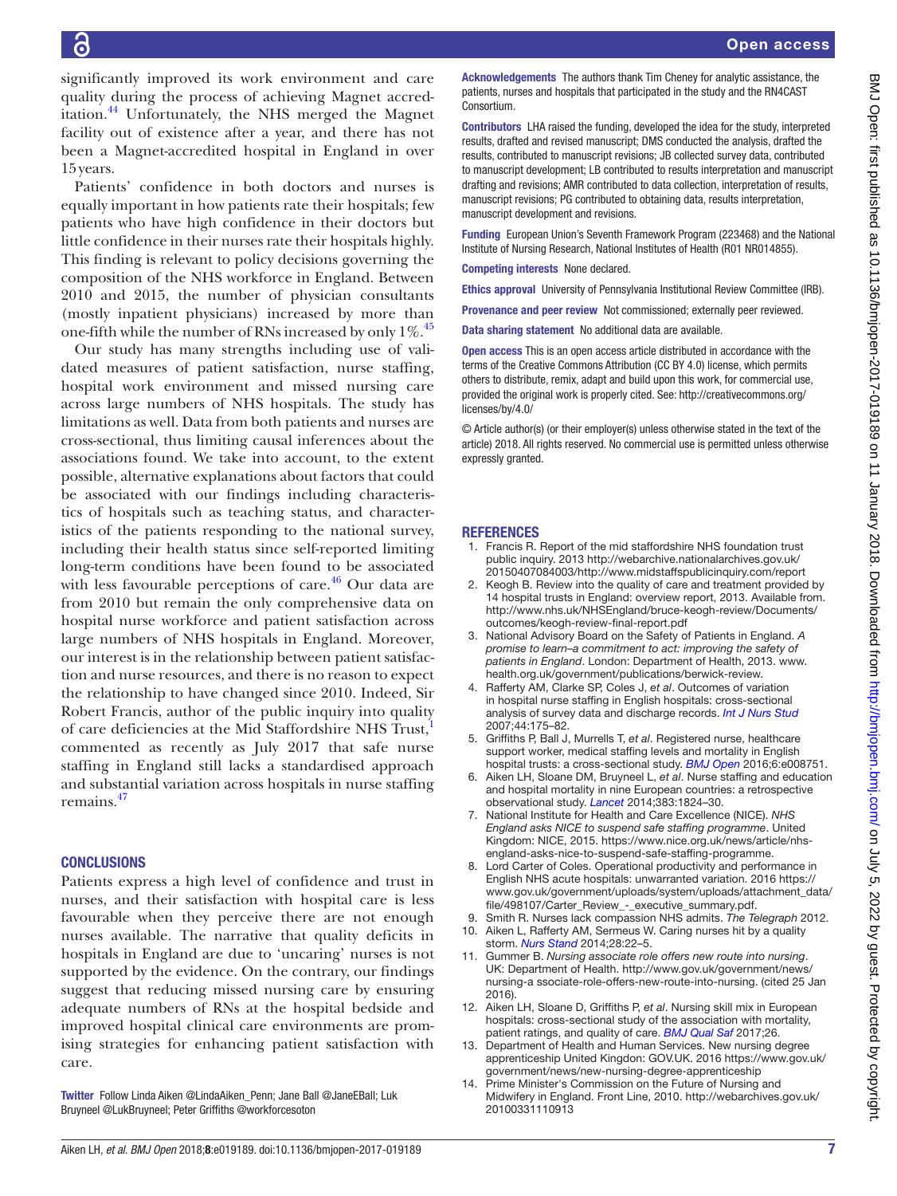significantly improved its work environment and care quality during the process of achieving Magnet accreditation.[44] Unfortunately, the NHS merged the Magnet facility out of existence after a year, and there has not been a Magnet-accredited hospital in England in over 15 years.

Patients' confidence in both doctors and nurses is equally important in how patients rate their hospitals; few patients who have high confidence in their doctors but little confidence in their nurses rate their hospitals highly. This finding is relevant to policy decisions governing the composition of the NHS workforce in England. Between 2010 and 2015, the number of physician consultants (mostly inpatient physicians) increased by more than one-fifth while the number of RNs increased by only 1%.[45]

Our study has many strengths including use of validated measures of patient satisfaction, nurse staffing, hospital work environment and missed nursing care across large numbers of NHS hospitals. The study has limitations as well. Data from both patients and nurses are cross-sectional, thus limiting causal inferences about the associations found. We take into account, to the extent possible, alternative explanations about factors that could be associated with our findings including characteristics of hospitals such as teaching status, and characteristics of the patients responding to the national survey, including their health status since self-reported limiting long-term conditions have been found to be associated with less favourable perceptions of care.[46] Our data are from 2010 but remain the only comprehensive data on hospital nurse workforce and patient satisfaction across large numbers of NHS hospitals in England. Moreover, our interest is in the relationship between patient satisfaction and nurse resources, and there is no reason to expect the relationship to have changed since 2010. Indeed, Sir Robert Francis, author of the public inquiry into quality of care deficiencies at the Mid Staffordshire NHS Trust,[1] commented as recently as July 2017 that safe nurse staffing in England still lacks a standardised approach and substantial variation across hospitals in nurse staffing remains.[47]

## CONCLUSIONS

Patients express a high level of confidence and trust in nurses, and their satisfaction with hospital care is less favourable when they perceive there are not enough nurses available. The narrative that quality deficits in hospitals in England are due to 'uncaring' nurses is not supported by the evidence. On the contrary, our findings suggest that reducing missed nursing care by ensuring adequate numbers of RNs at the hospital bedside and improved hospital clinical care environments are promising strategies for enhancing patient satisfaction with care.

**Twitter** Follow Linda Aiken @LindaAiken_Penn; Jane Ball @JaneEBall; Luk Bruyneel @LukBruyneel; Peter Griffiths @workforcesoton

**Acknowledgements** The authors thank Tim Cheney for analytic assistance, the patients, nurses and hospitals that participated in the study and the RN4CAST Consortium.

**Contributors** LHA raised the funding, developed the idea for the study, interpreted results, drafted and revised manuscript; DMS conducted the analysis, drafted the results, contributed to manuscript revisions; JB collected survey data, contributed to manuscript development; LB contributed to results interpretation and manuscript drafting and revisions; AMR contributed to data collection, interpretation of results, manuscript revisions; PG contributed to obtaining data, results interpretation, manuscript development and revisions.

**Funding** European Union's Seventh Framework Program (223468) and the National Institute of Nursing Research, National Institutes of Health (R01 NR014855).

**Competing interests** None declared.

**Ethics approval** University of Pennsylvania Institutional Review Committee (IRB).

**Provenance and peer review** Not commissioned; externally peer reviewed.

**Data sharing statement** No additional data are available.

**Open access** This is an open access article distributed in accordance with the terms of the Creative Commons Attribution (CC BY 4.0) license, which permits others to distribute, remix, adapt and build upon this work, for commercial use, provided the original work is properly cited. See: http://creativecommons.org/licenses/by/4.0/

© Article author(s) (or their employer(s) unless otherwise stated in the text of the article) 2018. All rights reserved. No commercial use is permitted unless otherwise expressly granted.

## REFERENCES

1. Francis R. Report of the mid staffordshire NHS foundation trust public inquiry. 2013 http://webarchive.nationalarchives.gov.uk/20150407084003/http://www.midstaffspublicinquiry.com/report
2. Keogh B. Review into the quality of care and treatment provided by 14 hospital trusts in England: overview report, 2013. Available from. http://www.nhs.uk/NHSEngland/bruce-keogh-review/Documents/outcomes/keogh-review-final-report.pdf
3. National Advisory Board on the Safety of Patients in England. *A promise to learn–a commitment to act: improving the safety of patients in England*. London: Department of Health, 2013. www.health.org.uk/government/publications/berwick-review.
4. Rafferty AM, Clarke SP, Coles J, *et al*. Outcomes of variation in hospital nurse staffing in English hospitals: cross-sectional analysis of survey data and discharge records. *Int J Nurs Stud* 2007;44:175–82.
5. Griffiths P, Ball J, Murrells T, *et al*. Registered nurse, healthcare support worker, medical staffing levels and mortality in English hospital trusts: a cross-sectional study. *BMJ Open* 2016;6:e008751.
6. Aiken LH, Sloane DM, Bruyneel L, *et al*. Nurse staffing and education and hospital mortality in nine European countries: a retrospective observational study. *Lancet* 2014;383:1824–30.
7. National Institute for Health and Care Excellence (NICE). *NHS England asks NICE to suspend safe staffing programme*. United Kingdom: NICE, 2015. https://www.nice.org.uk/news/article/nhs-england-asks-nice-to-suspend-safe-staffing-programme.
8. Lord Carter of Coles. Operational productivity and performance in English NHS acute hospitals: unwarranted variation. 2016 https://www.gov.uk/government/uploads/system/uploads/attachment_data/file/498107/Carter_Review_-_executive_summary.pdf.
9. Smith R. Nurses lack compassion NHS admits. *The Telegraph* 2012.
10. Aiken L, Rafferty AM, Sermeus W. Caring nurses hit by a quality storm. *Nurs Stand* 2014;28:22–5.
11. Gummer B. *Nursing associate role offers new route into nursing*. UK: Department of Health. http://www.gov.uk/government/news/nursing-a ssociate-role-offers-new-route-into-nursing. (cited 25 Jan 2016).
12. Aiken LH, Sloane D, Griffiths P, *et al*. Nursing skill mix in European hospitals: cross-sectional study of the association with mortality, patient ratings, and quality of care. *BMJ Qual Saf* 2017;26.
13. Department of Health and Human Services. New nursing degree apprenticeship United Kingdom: GOV.UK. 2016 https://www.gov.uk/government/news/new-nursing-degree-apprenticeship
14. Prime Minister's Commission on the Future of Nursing and Midwifery in England. Front Line, 2010. http://webarchives.gov.uk/20100331110913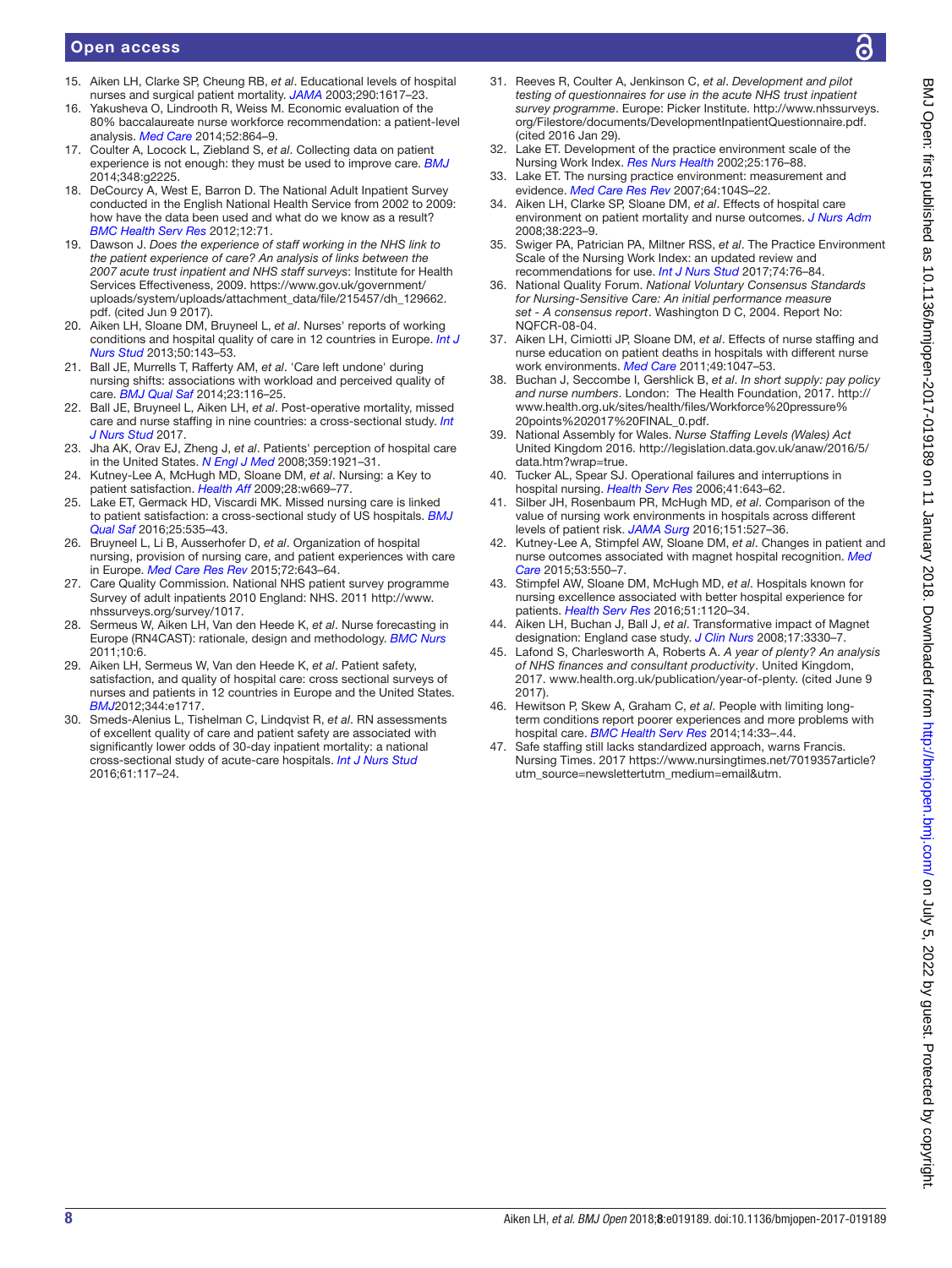15. Aiken LH, Clarke SP, Cheung RB, *et al*. Educational levels of hospital nurses and surgical patient mortality. *JAMA* 2003;290:1617–23.
16. Yakusheva O, Lindrooth R, Weiss M. Economic evaluation of the 80% baccalaureate nurse workforce recommendation: a patient-level analysis. *Med Care* 2014;52:864–9.
17. Coulter A, Locock L, Ziebland S, *et al*. Collecting data on patient experience is not enough: they must be used to improve care. *BMJ* 2014;348:g2225.
18. DeCourcy A, West E, Barron D. The National Adult Inpatient Survey conducted in the English National Health Service from 2002 to 2009: how have the data been used and what do we know as a result? *BMC Health Serv Res* 2012;12:71.
19. Dawson J. *Does the experience of staff working in the NHS link to the patient experience of care? An analysis of links between the 2007 acute trust inpatient and NHS staff surveys*: Institute for Health Services Effectiveness, 2009. https://www.gov.uk/government/uploads/system/uploads/attachment_data/file/215457/dh_129662.pdf. (cited Jun 9 2017).
20. Aiken LH, Sloane DM, Bruyneel L, *et al*. Nurses' reports of working conditions and hospital quality of care in 12 countries in Europe. *Int J Nurs Stud* 2013;50:143–53.
21. Ball JE, Murrells T, Rafferty AM, *et al*. 'Care left undone' during nursing shifts: associations with workload and perceived quality of care. *BMJ Qual Saf* 2014;23:116–25.
22. Ball JE, Bruyneel L, Aiken LH, *et al*. Post-operative mortality, missed care and nurse staffing in nine countries: a cross-sectional study. *Int J Nurs Stud* 2017.
23. Jha AK, Orav EJ, Zheng J, *et al*. Patients' perception of hospital care in the United States. *N Engl J Med* 2008;359:1921–31.
24. Kutney-Lee A, McHugh MD, Sloane DM, *et al*. Nursing: a Key to patient satisfaction. *Health Aff* 2009;28:w669–77.
25. Lake ET, Germack HD, Viscardi MK. Missed nursing care is linked to patient satisfaction: a cross-sectional study of US hospitals. *BMJ Qual Saf* 2016;25:535–43.
26. Bruyneel L, Li B, Ausserhofer D, *et al*. Organization of hospital nursing, provision of nursing care, and patient experiences with care in Europe. *Med Care Res Rev* 2015;72:643–64.
27. Care Quality Commission. National NHS patient survey programme Survey of adult inpatients 2010 England: NHS. 2011 http://www.nhssurveys.org/survey/1017.
28. Sermeus W, Aiken LH, Van den Heede K, *et al*. Nurse forecasting in Europe (RN4CAST): rationale, design and methodology. *BMC Nurs* 2011;10:6.
29. Aiken LH, Sermeus W, Van den Heede K, *et al*. Patient safety, satisfaction, and quality of hospital care: cross sectional surveys of nurses and patients in 12 countries in Europe and the United States. *BMJ*2012;344:e1717.
30. Smeds-Alenius L, Tishelman C, Lindqvist R, *et al*. RN assessments of excellent quality of care and patient safety are associated with significantly lower odds of 30-day inpatient mortality: a national cross-sectional study of acute-care hospitals. *Int J Nurs Stud* 2016;61:117–24.
31. Reeves R, Coulter A, Jenkinson C, *et al*. *Development and pilot testing of questionnaires for use in the acute NHS trust inpatient survey programme*. Europe: Picker Institute. http://www.nhssurveys.org/Filestore/documents/DevelopmentInpatientQuestionnaire.pdf. (cited 2016 Jan 29).
32. Lake ET. Development of the practice environment scale of the Nursing Work Index. *Res Nurs Health* 2002;25:176–88.
33. Lake ET. The nursing practice environment: measurement and evidence. *Med Care Res Rev* 2007;64:104S–22.
34. Aiken LH, Clarke SP, Sloane DM, *et al*. Effects of hospital care environment on patient mortality and nurse outcomes. *J Nurs Adm* 2008;38:223–9.
35. Swiger PA, Patrician PA, Miltner RSS, *et al*. The Practice Environment Scale of the Nursing Work Index: an updated review and recommendations for use. *Int J Nurs Stud* 2017;74:76–84.
36. National Quality Forum. *National Voluntary Consensus Standards for Nursing-Sensitive Care: An initial performance measure set - A consensus report*. Washington D C, 2004. Report No: NQFCR-08-04.
37. Aiken LH, Cimiotti JP, Sloane DM, *et al*. Effects of nurse staffing and nurse education on patient deaths in hospitals with different nurse work environments. *Med Care* 2011;49:1047–53.
38. Buchan J, Seccombe I, Gershlick B, *et al*. *In short supply: pay policy and nurse numbers*. London: The Health Foundation, 2017. http://www.health.org.uk/sites/health/files/Workforce%20pressure%20points%202017%20FINAL_0.pdf.
39. National Assembly for Wales. *Nurse Staffing Levels (Wales) Act* United Kingdom 2016. http://legislation.data.gov.uk/anaw/2016/5/data.htm?wrap=true.
40. Tucker AL, Spear SJ. Operational failures and interruptions in hospital nursing. *Health Serv Res* 2006;41:643–62.
41. Silber JH, Rosenbaum PR, McHugh MD, *et al*. Comparison of the value of nursing work environments in hospitals across different levels of patient risk. *JAMA Surg* 2016;151:527–36.
42. Kutney-Lee A, Stimpfel AW, Sloane DM, *et al*. Changes in patient and nurse outcomes associated with magnet hospital recognition. *Med Care* 2015;53:550–7.
43. Stimpfel AW, Sloane DM, McHugh MD, *et al*. Hospitals known for nursing excellence associated with better hospital experience for patients. *Health Serv Res* 2016;51:1120–34.
44. Aiken LH, Buchan J, Ball J, *et al*. Transformative impact of Magnet designation: England case study. *J Clin Nurs* 2008;17:3330–7.
45. Lafond S, Charlesworth A, Roberts A. *A year of plenty? An analysis of NHS finances and consultant productivity*. United Kingdom, 2017. www.health.org.uk/publication/year-of-plenty. (cited June 9 2017).
46. Hewitson P, Skew A, Graham C, *et al*. People with limiting long-term conditions report poorer experiences and more problems with hospital care. *BMC Health Serv Res* 2014;14:33–.44.
47. Safe staffing still lacks standardized approach, warns Francis. Nursing Times. 2017 https://www.nursingtimes.net/7019357article?utm_source=newslettertutm_medium=email&utm.